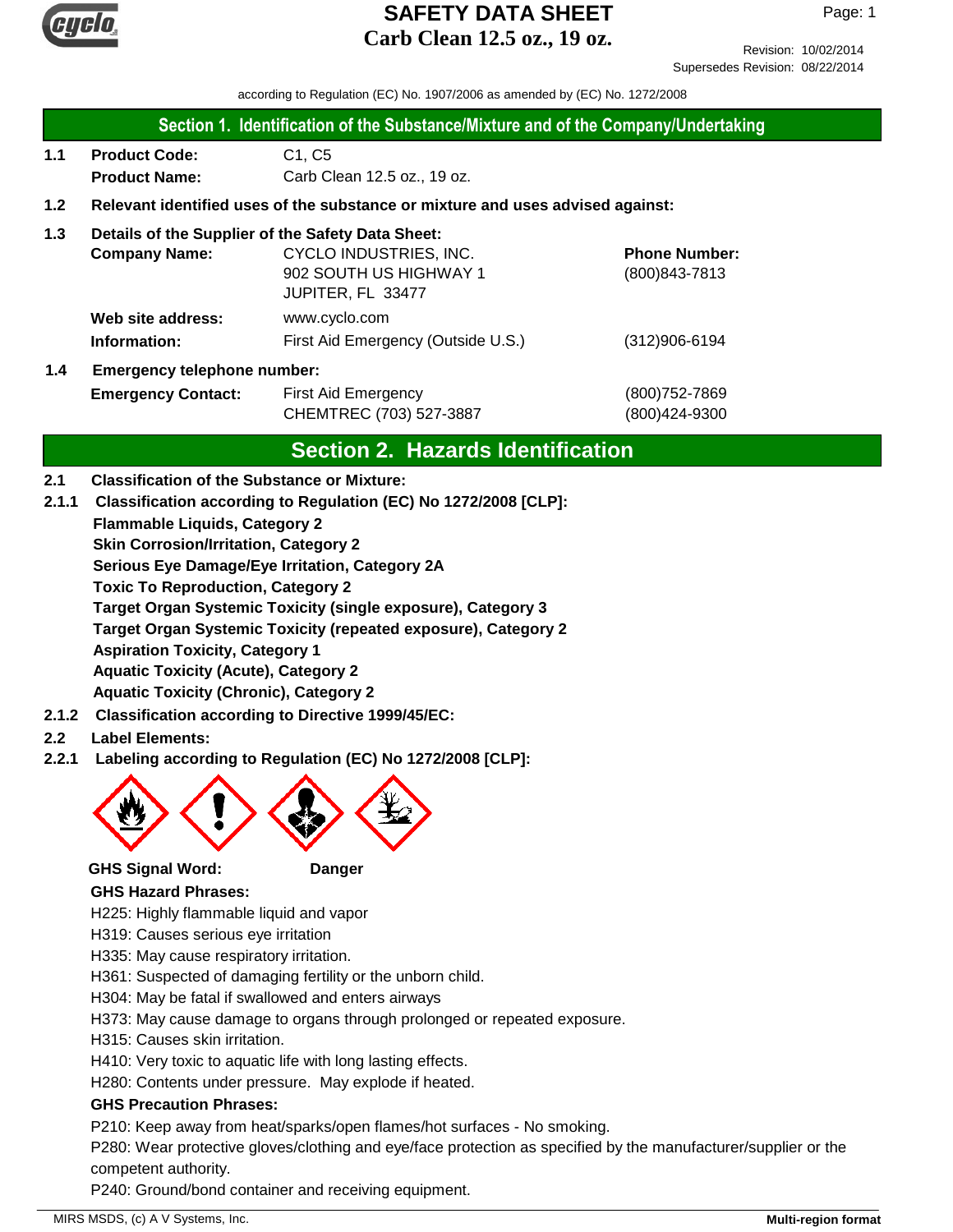# SAFETY DATA SHEET
**Carb Clean 12.5 oz., 19 oz.**

Revision: 10/02/2014
Supersedes Revision: 08/22/2014

according to Regulation (EC) No. 1907/2006 as amended by (EC) No. 1272/2008

## Section 1. Identification of the Substance/Mixture and of the Company/Undertaking

**1.1 Product Code:** C1, C5
**Product Name:** Carb Clean 12.5 oz., 19 oz.

**1.2 Relevant identified uses of the substance or mixture and uses advised against:**

**1.3 Details of the Supplier of the Safety Data Sheet:**

**Company Name:** CYCLO INDUSTRIES, INC.
902 SOUTH US HIGHWAY 1
JUPITER, FL 33477

**Phone Number:** (800)843-7813

**Web site address:** www.cyclo.com

**Information:** First Aid Emergency (Outside U.S.) (312)906-6194

**1.4 Emergency telephone number:**

**Emergency Contact:** First Aid Emergency (800)752-7869
CHEMTREC (703) 527-3887 (800)424-9300

## Section 2. Hazards Identification

**2.1 Classification of the Substance or Mixture:**

**2.1.1 Classification according to Regulation (EC) No 1272/2008 [CLP]:**

**Flammable Liquids, Category 2**
**Skin Corrosion/Irritation, Category 2**
**Serious Eye Damage/Eye Irritation, Category 2A**
**Toxic To Reproduction, Category 2**
**Target Organ Systemic Toxicity (single exposure), Category 3**
**Target Organ Systemic Toxicity (repeated exposure), Category 2**
**Aspiration Toxicity, Category 1**
**Aquatic Toxicity (Acute), Category 2**
**Aquatic Toxicity (Chronic), Category 2**

**2.1.2 Classification according to Directive 1999/45/EC:**

**2.2 Label Elements:**

**2.2.1 Labeling according to Regulation (EC) No 1272/2008 [CLP]:**

**GHS Signal Word:** **Danger**

**GHS Hazard Phrases:**

H225: Highly flammable liquid and vapor
H319: Causes serious eye irritation
H335: May cause respiratory irritation.
H361: Suspected of damaging fertility or the unborn child.
H304: May be fatal if swallowed and enters airways
H373: May cause damage to organs through prolonged or repeated exposure.
H315: Causes skin irritation.
H410: Very toxic to aquatic life with long lasting effects.
H280: Contents under pressure. May explode if heated.

**GHS Precaution Phrases:**

P210: Keep away from heat/sparks/open flames/hot surfaces - No smoking.
P280: Wear protective gloves/clothing and eye/face protection as specified by the manufacturer/supplier or the competent authority.
P240: Ground/bond container and receiving equipment.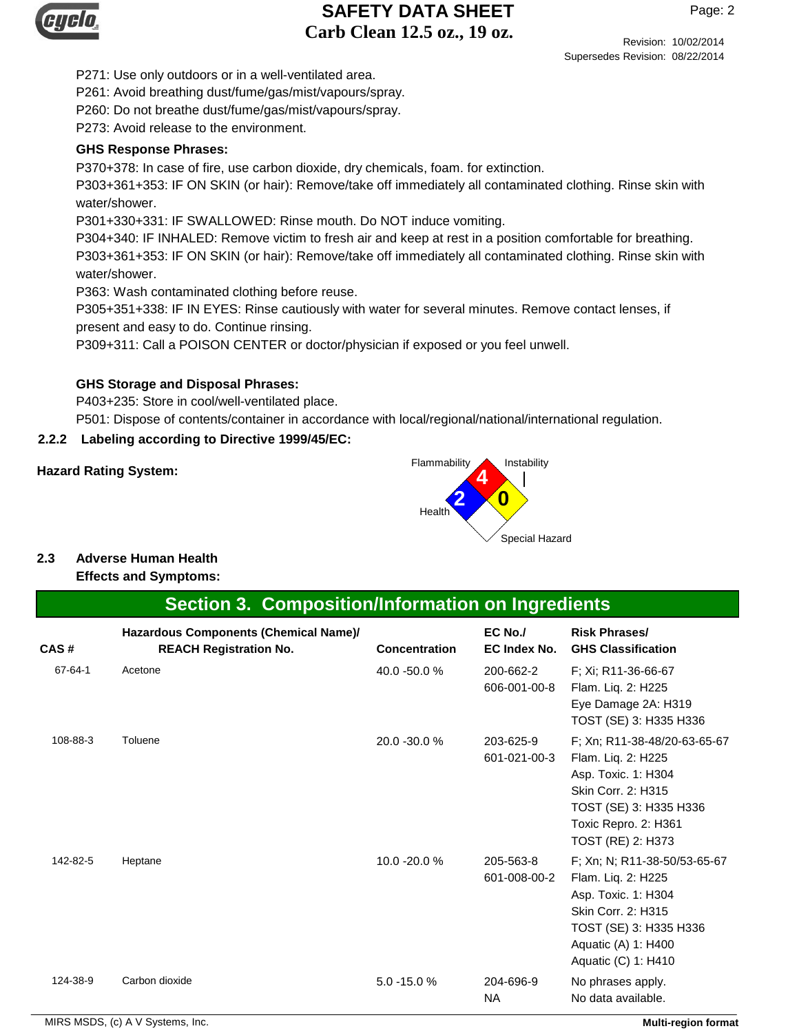P271: Use only outdoors or in a well-ventilated area.
P261: Avoid breathing dust/fume/gas/mist/vapours/spray.
P260: Do not breathe dust/fume/gas/mist/vapours/spray.
P273: Avoid release to the environment.

**GHS Response Phrases:**

P370+378: In case of fire, use carbon dioxide, dry chemicals, foam. for extinction.
P303+361+353: IF ON SKIN (or hair): Remove/take off immediately all contaminated clothing. Rinse skin with water/shower.
P301+330+331: IF SWALLOWED: Rinse mouth. Do NOT induce vomiting.
P304+340: IF INHALED: Remove victim to fresh air and keep at rest in a position comfortable for breathing.
P303+361+353: IF ON SKIN (or hair): Remove/take off immediately all contaminated clothing. Rinse skin with water/shower.
P363: Wash contaminated clothing before reuse.
P305+351+338: IF IN EYES: Rinse cautiously with water for several minutes. Remove contact lenses, if present and easy to do. Continue rinsing.
P309+311: Call a POISON CENTER or doctor/physician if exposed or you feel unwell.

**GHS Storage and Disposal Phrases:**

P403+235: Store in cool/well-ventilated place.
P501: Dispose of contents/container in accordance with local/regional/national/international regulation.

**2.2.2 Labeling according to Directive 1999/45/EC:**

**Hazard Rating System:**

Flammability: 4
Health: 2
Instability: 0
Special Hazard:

**2.3 Adverse Human Health Effects and Symptoms:**

## Section 3. Composition/Information on Ingredients

| CAS # | Hazardous Components (Chemical Name)/ REACH Registration No. | Concentration | EC No./ EC Index No. | Risk Phrases/ GHS Classification |
|---|---|---|---|---|
| 67-64-1 | Acetone | 40.0 -50.0 % | 200-662-2<br>606-001-00-8 | F; Xi; R11-36-66-67<br>Flam. Liq. 2: H225<br>Eye Damage 2A: H319<br>TOST (SE) 3: H335 H336 |
| 108-88-3 | Toluene | 20.0 -30.0 % | 203-625-9<br>601-021-00-3 | F; Xn; R11-38-48/20-63-65-67<br>Flam. Liq. 2: H225<br>Asp. Toxic. 1: H304<br>Skin Corr. 2: H315<br>TOST (SE) 3: H335 H336<br>Toxic Repro. 2: H361<br>TOST (RE) 2: H373 |
| 142-82-5 | Heptane | 10.0 -20.0 % | 205-563-8<br>601-008-00-2 | F; Xn; N; R11-38-50/53-65-67<br>Flam. Liq. 2: H225<br>Asp. Toxic. 1: H304<br>Skin Corr. 2: H315<br>TOST (SE) 3: H335 H336<br>Aquatic (A) 1: H400<br>Aquatic (C) 1: H410 |
| 124-38-9 | Carbon dioxide | 5.0 -15.0 % | 204-696-9<br>NA | No phrases apply.<br>No data available. |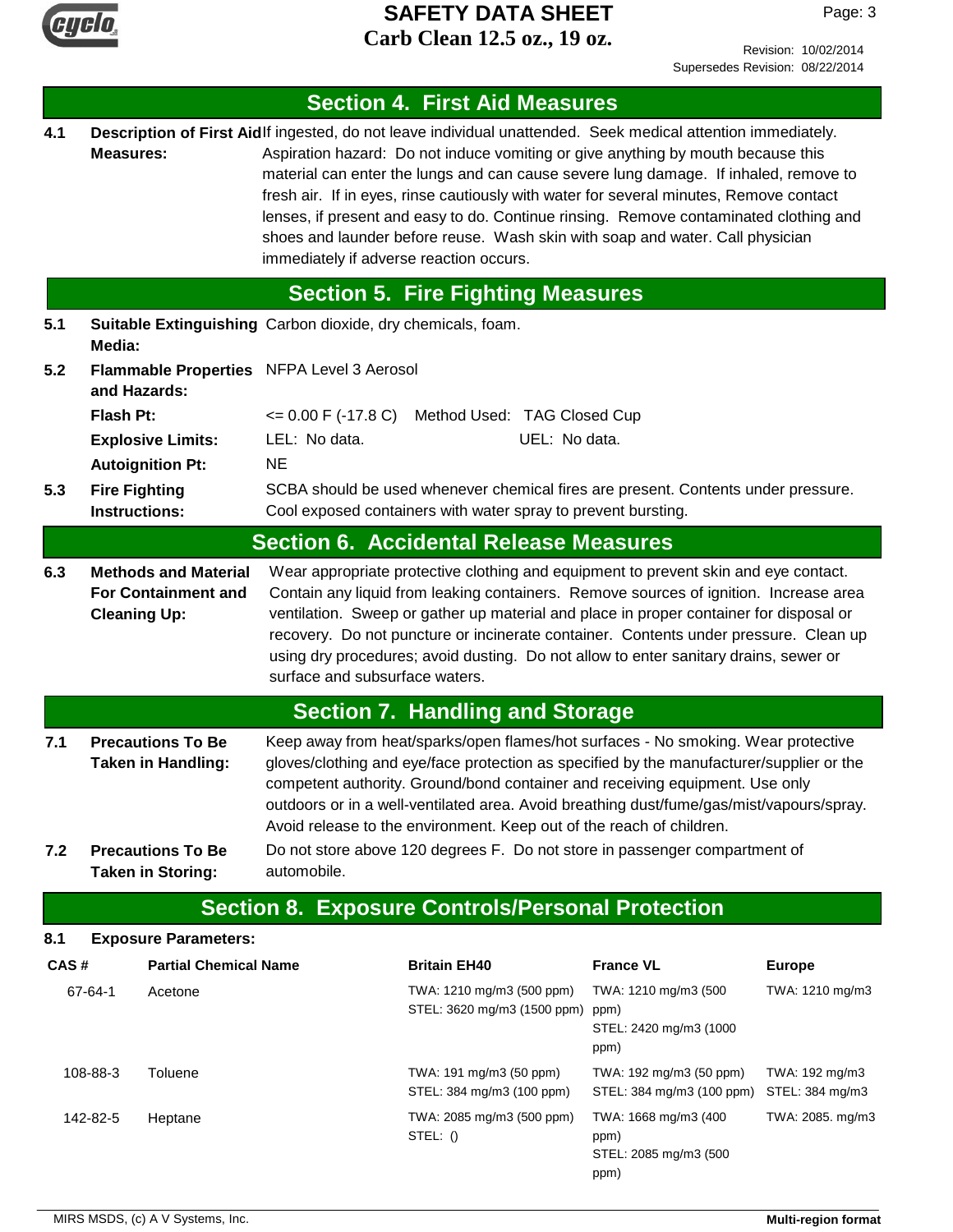## Section 4. First Aid Measures

**4.1 Description of First Aid Measures:** If ingested, do not leave individual unattended. Seek medical attention immediately. Aspiration hazard: Do not induce vomiting or give anything by mouth because this material can enter the lungs and can cause severe lung damage. If inhaled, remove to fresh air. If in eyes, rinse cautiously with water for several minutes, Remove contact lenses, if present and easy to do. Continue rinsing. Remove contaminated clothing and shoes and launder before reuse. Wash skin with soap and water. Call physician immediately if adverse reaction occurs.

## Section 5. Fire Fighting Measures

**5.1 Suitable Extinguishing Media:** Carbon dioxide, dry chemicals, foam.

**5.2 Flammable Properties and Hazards:** NFPA Level 3 Aerosol

**Flash Pt:** <= 0.00 F (-17.8 C) Method Used: TAG Closed Cup

**Explosive Limits:** LEL: No data. UEL: No data.

**Autoignition Pt:** NE

**5.3 Fire Fighting Instructions:** SCBA should be used whenever chemical fires are present. Contents under pressure. Cool exposed containers with water spray to prevent bursting.

## Section 6. Accidental Release Measures

**6.3 Methods and Material For Containment and Cleaning Up:** Wear appropriate protective clothing and equipment to prevent skin and eye contact. Contain any liquid from leaking containers. Remove sources of ignition. Increase area ventilation. Sweep or gather up material and place in proper container for disposal or recovery. Do not puncture or incinerate container. Contents under pressure. Clean up using dry procedures; avoid dusting. Do not allow to enter sanitary drains, sewer or surface and subsurface waters.

## Section 7. Handling and Storage

**7.1 Precautions To Be Taken in Handling:** Keep away from heat/sparks/open flames/hot surfaces - No smoking. Wear protective gloves/clothing and eye/face protection as specified by the manufacturer/supplier or the competent authority. Ground/bond container and receiving equipment. Use only outdoors or in a well-ventilated area. Avoid breathing dust/fume/gas/mist/vapours/spray. Avoid release to the environment. Keep out of the reach of children.

**7.2 Precautions To Be Taken in Storing:** Do not store above 120 degrees F. Do not store in passenger compartment of automobile.

## Section 8. Exposure Controls/Personal Protection

**8.1 Exposure Parameters:**

| CAS # | Partial Chemical Name | Britain EH40 | France VL | Europe |
|---|---|---|---|---|
| 67-64-1 | Acetone | TWA: 1210 mg/m3 (500 ppm) STEL: 3620 mg/m3 (1500 ppm) | TWA: 1210 mg/m3 (500 ppm) STEL: 2420 mg/m3 (1000 ppm) | TWA: 1210 mg/m3 |
| 108-88-3 | Toluene | TWA: 191 mg/m3 (50 ppm) STEL: 384 mg/m3 (100 ppm) | TWA: 192 mg/m3 (50 ppm) STEL: 384 mg/m3 (100 ppm) | TWA: 192 mg/m3 STEL: 384 mg/m3 |
| 142-82-5 | Heptane | TWA: 2085 mg/m3 (500 ppm) STEL: () | TWA: 1668 mg/m3 (400 ppm) STEL: 2085 mg/m3 (500 ppm) | TWA: 2085. mg/m3 |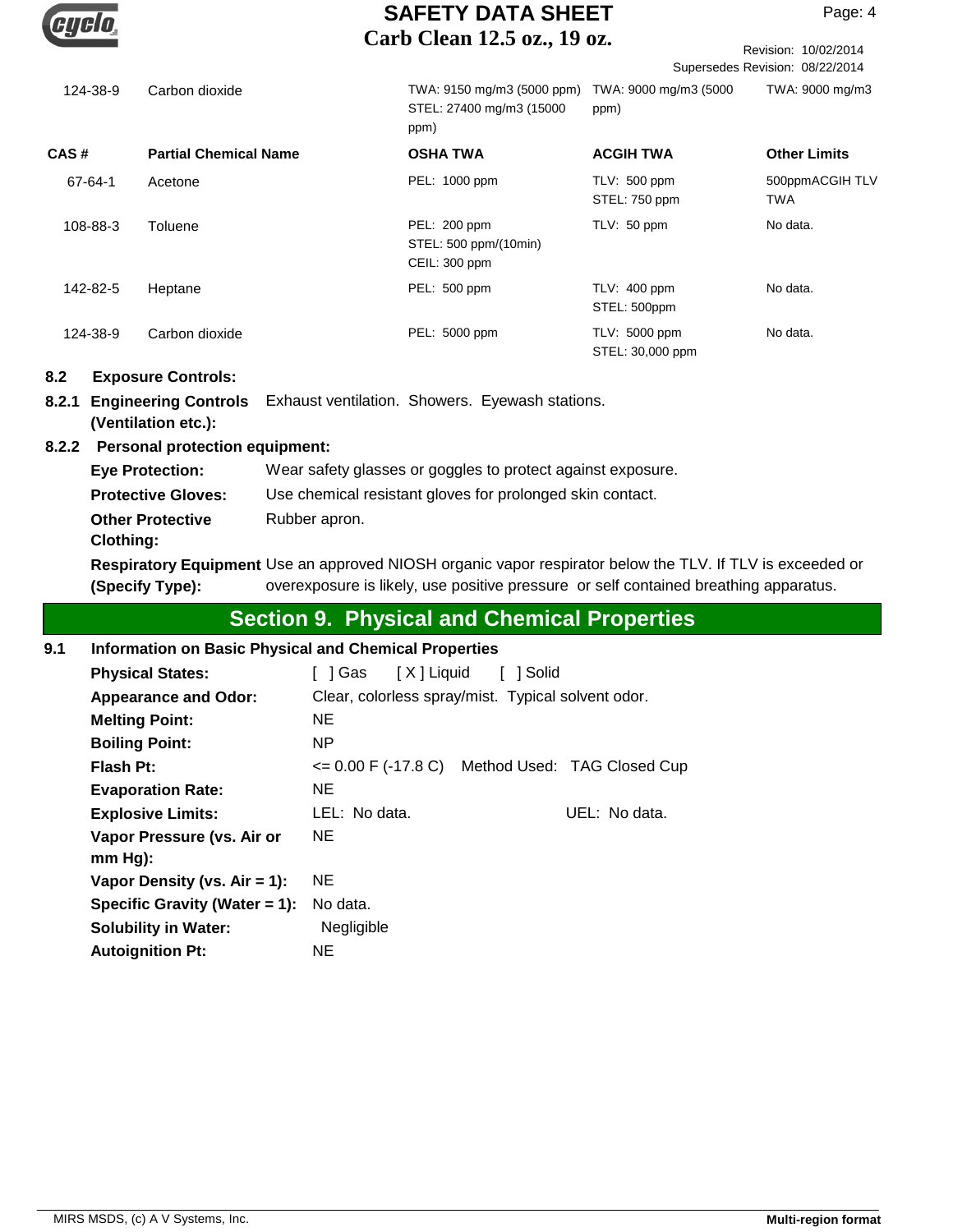| | | | | |
|---|---|---|---|---|
| 124-38-9 | Carbon dioxide | TWA: 9150 mg/m3 (5000 ppm) STEL: 27400 mg/m3 (15000 ppm) | TWA: 9000 mg/m3 (5000 ppm) | TWA: 9000 mg/m3 |

| CAS # | Partial Chemical Name | OSHA TWA | ACGIH TWA | Other Limits |
|---|---|---|---|---|
| 67-64-1 | Acetone | PEL: 1000 ppm | TLV: 500 ppm STEL: 750 ppm | 500ppmACGIH TLV TWA |
| 108-88-3 | Toluene | PEL: 200 ppm STEL: 500 ppm/(10min) CEIL: 300 ppm | TLV: 50 ppm | No data. |
| 142-82-5 | Heptane | PEL: 500 ppm | TLV: 400 ppm STEL: 500ppm | No data. |
| 124-38-9 | Carbon dioxide | PEL: 5000 ppm | TLV: 5000 ppm STEL: 30,000 ppm | No data. |

**8.2 Exposure Controls:**

**8.2.1 Engineering Controls (Ventilation etc.):** Exhaust ventilation. Showers. Eyewash stations.

**8.2.2 Personal protection equipment:**

**Eye Protection:** Wear safety glasses or goggles to protect against exposure.

**Protective Gloves:** Use chemical resistant gloves for prolonged skin contact.

**Other Protective Clothing:** Rubber apron.

**Respiratory Equipment (Specify Type):** Use an approved NIOSH organic vapor respirator below the TLV. If TLV is exceeded or overexposure is likely, use positive pressure or self contained breathing apparatus.

## Section 9. Physical and Chemical Properties

**9.1 Information on Basic Physical and Chemical Properties**

**Physical States:** [ ] Gas [ X ] Liquid [ ] Solid

**Appearance and Odor:** Clear, colorless spray/mist. Typical solvent odor.

**Melting Point:** NE

**Boiling Point:** NP

**Flash Pt:** <= 0.00 F (-17.8 C) Method Used: TAG Closed Cup

**Evaporation Rate:** NE

**Explosive Limits:** LEL: No data. UEL: No data.

**Vapor Pressure (vs. Air or mm Hg):** NE

**Vapor Density (vs. Air = 1):** NE

**Specific Gravity (Water = 1):** No data.

**Solubility in Water:** Negligible

**Autoignition Pt:** NE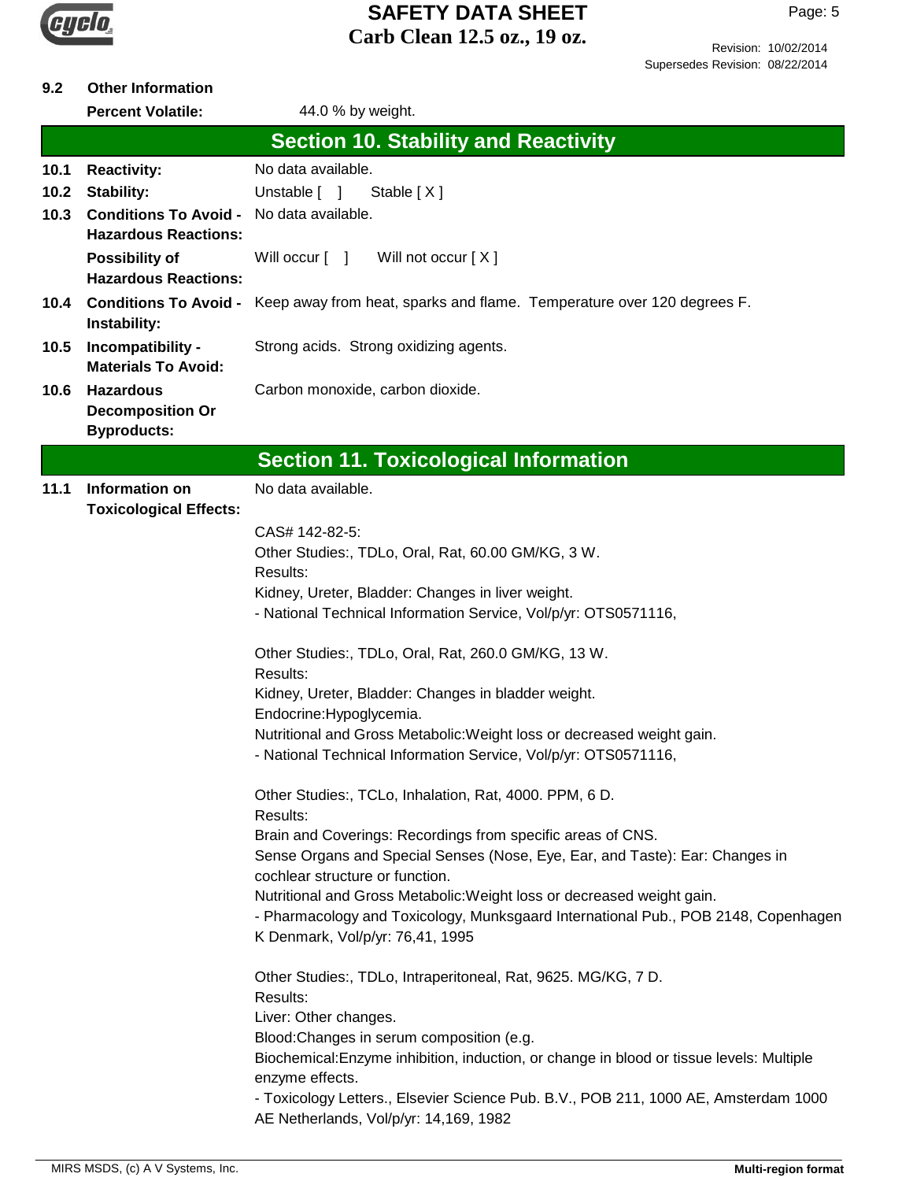**9.2 Other Information**

**Percent Volatile:** 44.0 % by weight.

## Section 10. Stability and Reactivity

| | | |
|---|---|---|
| **10.1** | **Reactivity:** | No data available. |
| **10.2** | **Stability:** | Unstable [ ] Stable [ X ] |
| **10.3** | **Conditions To Avoid - Hazardous Reactions:** | No data available. |
| | **Possibility of Hazardous Reactions:** | Will occur [ ] Will not occur [ X ] |
| **10.4** | **Conditions To Avoid - Instability:** | Keep away from heat, sparks and flame. Temperature over 120 degrees F. |
| **10.5** | **Incompatibility - Materials To Avoid:** | Strong acids. Strong oxidizing agents. |
| **10.6** | **Hazardous Decomposition Or Byproducts:** | Carbon monoxide, carbon dioxide. |

## Section 11. Toxicological Information

**11.1 Information on Toxicological Effects:** No data available.

CAS# 142-82-5:
Other Studies:, TDLo, Oral, Rat, 60.00 GM/KG, 3 W.
Results:
Kidney, Ureter, Bladder: Changes in liver weight.
- National Technical Information Service, Vol/p/yr: OTS0571116,

Other Studies:, TDLo, Oral, Rat, 260.0 GM/KG, 13 W.
Results:
Kidney, Ureter, Bladder: Changes in bladder weight.
Endocrine:Hypoglycemia.
Nutritional and Gross Metabolic:Weight loss or decreased weight gain.
- National Technical Information Service, Vol/p/yr: OTS0571116,

Other Studies:, TCLo, Inhalation, Rat, 4000. PPM, 6 D.
Results:
Brain and Coverings: Recordings from specific areas of CNS.
Sense Organs and Special Senses (Nose, Eye, Ear, and Taste): Ear: Changes in cochlear structure or function.
Nutritional and Gross Metabolic:Weight loss or decreased weight gain.
- Pharmacology and Toxicology, Munksgaard International Pub., POB 2148, Copenhagen K Denmark, Vol/p/yr: 76,41, 1995

Other Studies:, TDLo, Intraperitoneal, Rat, 9625. MG/KG, 7 D.
Results:
Liver: Other changes.
Blood:Changes in serum composition (e.g.
Biochemical:Enzyme inhibition, induction, or change in blood or tissue levels: Multiple enzyme effects.
- Toxicology Letters., Elsevier Science Pub. B.V., POB 211, 1000 AE, Amsterdam 1000 AE Netherlands, Vol/p/yr: 14,169, 1982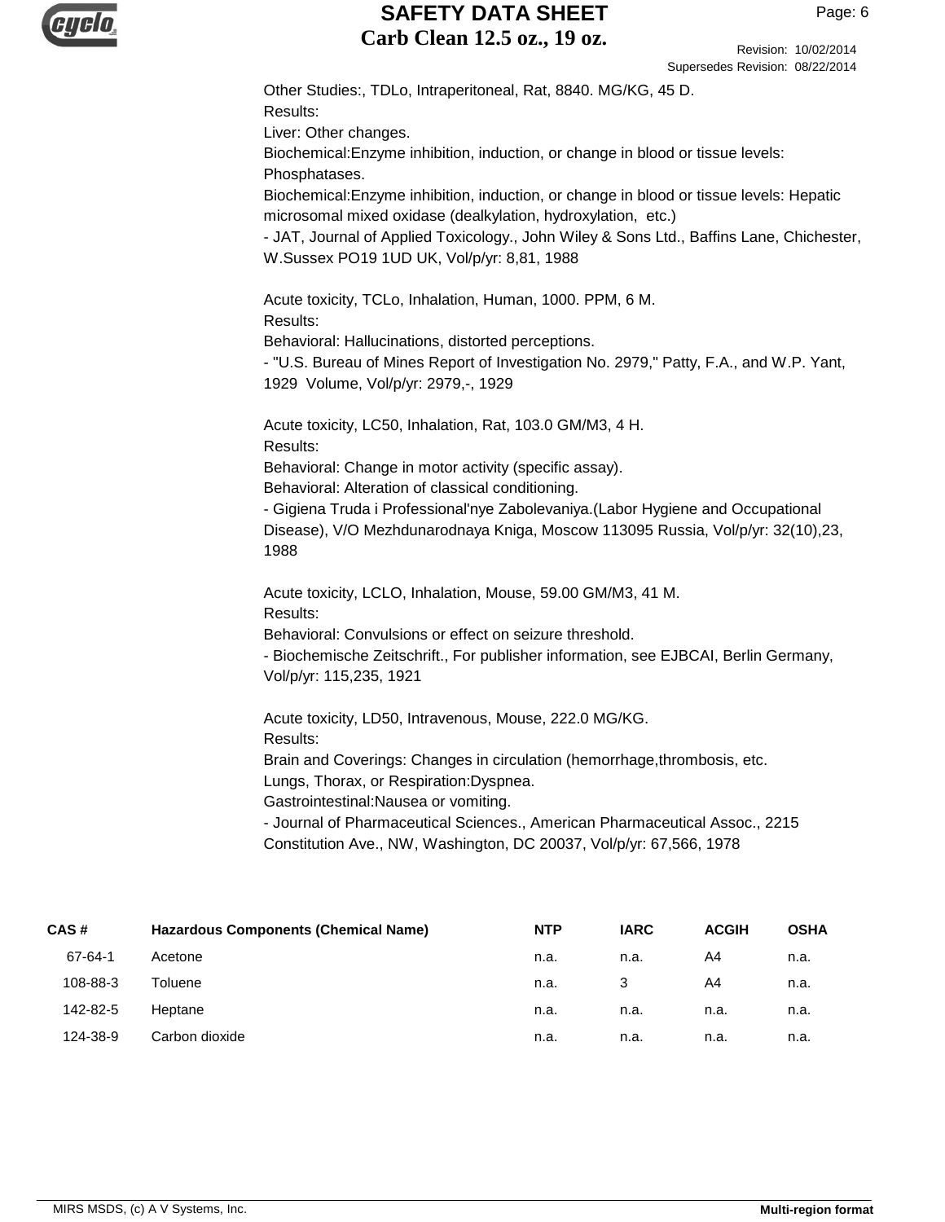Other Studies:, TDLo, Intraperitoneal, Rat, 8840. MG/KG, 45 D.
Results:
Liver: Other changes.
Biochemical:Enzyme inhibition, induction, or change in blood or tissue levels: Phosphatases.
Biochemical:Enzyme inhibition, induction, or change in blood or tissue levels: Hepatic microsomal mixed oxidase (dealkylation, hydroxylation, etc.)
- JAT, Journal of Applied Toxicology., John Wiley & Sons Ltd., Baffins Lane, Chichester, W.Sussex PO19 1UD UK, Vol/p/yr: 8,81, 1988

Acute toxicity, TCLo, Inhalation, Human, 1000. PPM, 6 M.
Results:
Behavioral: Hallucinations, distorted perceptions.
- "U.S. Bureau of Mines Report of Investigation No. 2979," Patty, F.A., and W.P. Yant, 1929 Volume, Vol/p/yr: 2979,-, 1929

Acute toxicity, LC50, Inhalation, Rat, 103.0 GM/M3, 4 H.
Results:
Behavioral: Change in motor activity (specific assay).
Behavioral: Alteration of classical conditioning.
- Gigiena Truda i Professional'nye Zabolevaniya.(Labor Hygiene and Occupational Disease), V/O Mezhdunarodnaya Kniga, Moscow 113095 Russia, Vol/p/yr: 32(10),23, 1988

Acute toxicity, LCLO, Inhalation, Mouse, 59.00 GM/M3, 41 M.
Results:
Behavioral: Convulsions or effect on seizure threshold.
- Biochemische Zeitschrift., For publisher information, see EJBCAI, Berlin Germany, Vol/p/yr: 115,235, 1921

Acute toxicity, LD50, Intravenous, Mouse, 222.0 MG/KG.
Results:
Brain and Coverings: Changes in circulation (hemorrhage,thrombosis, etc.
Lungs, Thorax, or Respiration:Dyspnea.
Gastrointestinal:Nausea or vomiting.
- Journal of Pharmaceutical Sciences., American Pharmaceutical Assoc., 2215 Constitution Ave., NW, Washington, DC 20037, Vol/p/yr: 67,566, 1978

| CAS # | Hazardous Components (Chemical Name) | NTP | IARC | ACGIH | OSHA |
|---|---|---|---|---|---|
| 67-64-1 | Acetone | n.a. | n.a. | A4 | n.a. |
| 108-88-3 | Toluene | n.a. | 3 | A4 | n.a. |
| 142-82-5 | Heptane | n.a. | n.a. | n.a. | n.a. |
| 124-38-9 | Carbon dioxide | n.a. | n.a. | n.a. | n.a. |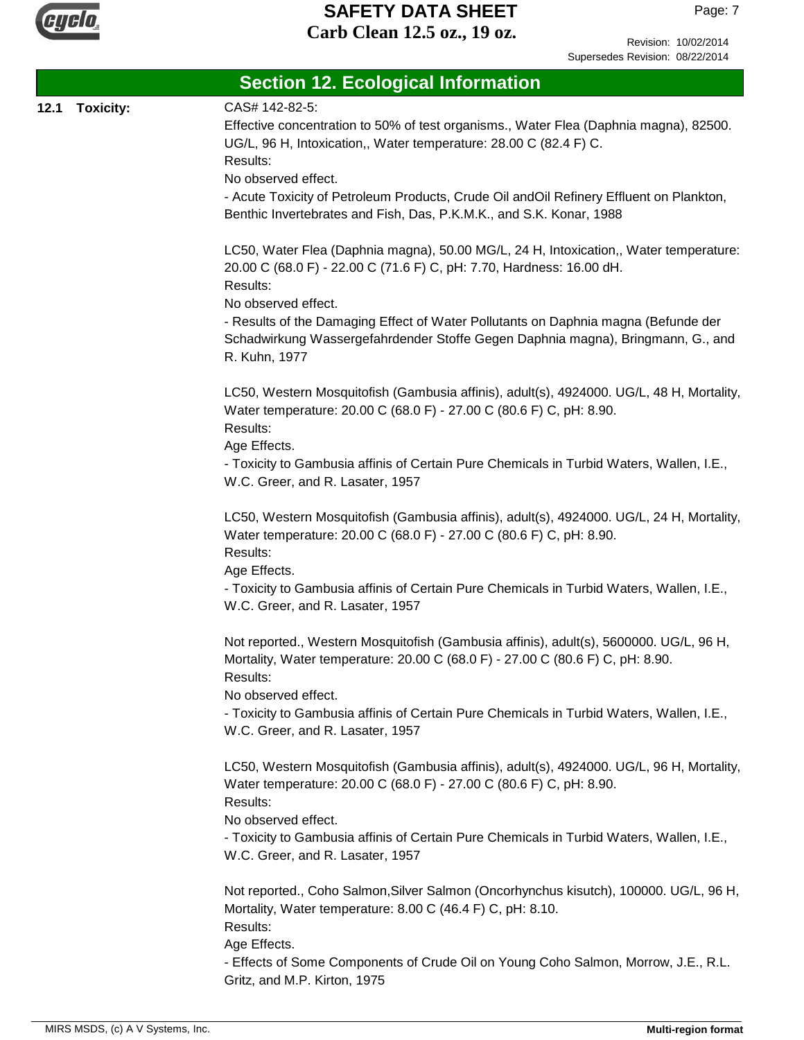## Section 12. Ecological Information

**12.1 Toxicity:**

CAS# 142-82-5:

Effective concentration to 50% of test organisms., Water Flea (Daphnia magna), 82500. UG/L, 96 H, Intoxication,, Water temperature: 28.00 C (82.4 F) C.
Results:
No observed effect.
- Acute Toxicity of Petroleum Products, Crude Oil andOil Refinery Effluent on Plankton, Benthic Invertebrates and Fish, Das, P.K.M.K., and S.K. Konar, 1988

LC50, Water Flea (Daphnia magna), 50.00 MG/L, 24 H, Intoxication,, Water temperature: 20.00 C (68.0 F) - 22.00 C (71.6 F) C, pH: 7.70, Hardness: 16.00 dH.
Results:
No observed effect.
- Results of the Damaging Effect of Water Pollutants on Daphnia magna (Befunde der Schadwirkung Wassergefahrdender Stoffe Gegen Daphnia magna), Bringmann, G., and R. Kuhn, 1977

LC50, Western Mosquitofish (Gambusia affinis), adult(s), 4924000. UG/L, 48 H, Mortality, Water temperature: 20.00 C (68.0 F) - 27.00 C (80.6 F) C, pH: 8.90.
Results:
Age Effects.
- Toxicity to Gambusia affinis of Certain Pure Chemicals in Turbid Waters, Wallen, I.E., W.C. Greer, and R. Lasater, 1957

LC50, Western Mosquitofish (Gambusia affinis), adult(s), 4924000. UG/L, 24 H, Mortality, Water temperature: 20.00 C (68.0 F) - 27.00 C (80.6 F) C, pH: 8.90.
Results:
Age Effects.
- Toxicity to Gambusia affinis of Certain Pure Chemicals in Turbid Waters, Wallen, I.E., W.C. Greer, and R. Lasater, 1957

Not reported., Western Mosquitofish (Gambusia affinis), adult(s), 5600000. UG/L, 96 H, Mortality, Water temperature: 20.00 C (68.0 F) - 27.00 C (80.6 F) C, pH: 8.90.
Results:
No observed effect.
- Toxicity to Gambusia affinis of Certain Pure Chemicals in Turbid Waters, Wallen, I.E., W.C. Greer, and R. Lasater, 1957

LC50, Western Mosquitofish (Gambusia affinis), adult(s), 4924000. UG/L, 96 H, Mortality, Water temperature: 20.00 C (68.0 F) - 27.00 C (80.6 F) C, pH: 8.90.
Results:
No observed effect.
- Toxicity to Gambusia affinis of Certain Pure Chemicals in Turbid Waters, Wallen, I.E., W.C. Greer, and R. Lasater, 1957

Not reported., Coho Salmon,Silver Salmon (Oncorhynchus kisutch), 100000. UG/L, 96 H, Mortality, Water temperature: 8.00 C (46.4 F) C, pH: 8.10.
Results:
Age Effects.
- Effects of Some Components of Crude Oil on Young Coho Salmon, Morrow, J.E., R.L. Gritz, and M.P. Kirton, 1975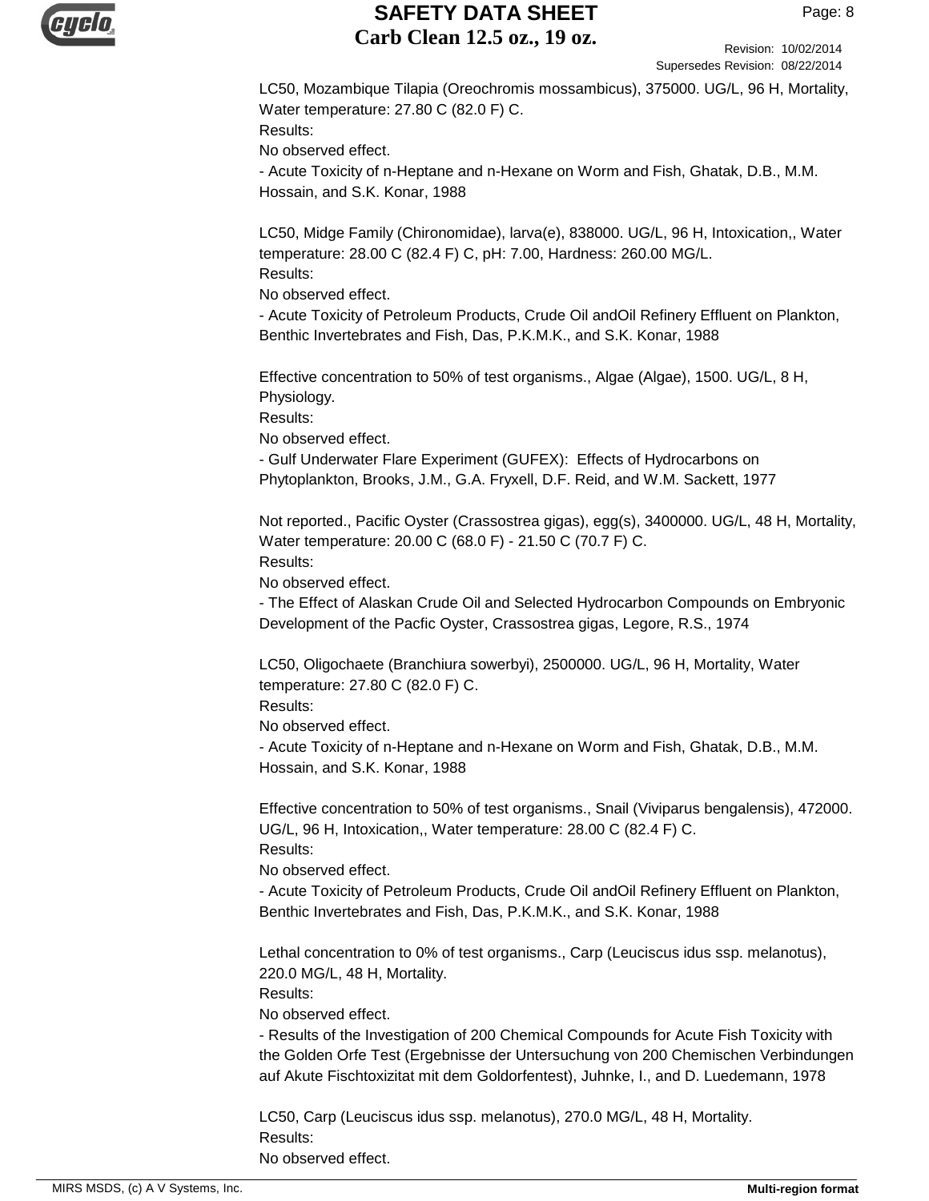LC50, Mozambique Tilapia (Oreochromis mossambicus), 375000. UG/L, 96 H, Mortality, Water temperature: 27.80 C (82.0 F) C.
Results:
No observed effect.
- Acute Toxicity of n-Heptane and n-Hexane on Worm and Fish, Ghatak, D.B., M.M. Hossain, and S.K. Konar, 1988

LC50, Midge Family (Chironomidae), larva(e), 838000. UG/L, 96 H, Intoxication,, Water temperature: 28.00 C (82.4 F) C, pH: 7.00, Hardness: 260.00 MG/L.
Results:
No observed effect.
- Acute Toxicity of Petroleum Products, Crude Oil andOil Refinery Effluent on Plankton, Benthic Invertebrates and Fish, Das, P.K.M.K., and S.K. Konar, 1988

Effective concentration to 50% of test organisms., Algae (Algae), 1500. UG/L, 8 H, Physiology.
Results:
No observed effect.
- Gulf Underwater Flare Experiment (GUFEX): Effects of Hydrocarbons on Phytoplankton, Brooks, J.M., G.A. Fryxell, D.F. Reid, and W.M. Sackett, 1977

Not reported., Pacific Oyster (Crassostrea gigas), egg(s), 3400000. UG/L, 48 H, Mortality, Water temperature: 20.00 C (68.0 F) - 21.50 C (70.7 F) C.
Results:
No observed effect.
- The Effect of Alaskan Crude Oil and Selected Hydrocarbon Compounds on Embryonic Development of the Pacfic Oyster, Crassostrea gigas, Legore, R.S., 1974

LC50, Oligochaete (Branchiura sowerbyi), 2500000. UG/L, 96 H, Mortality, Water temperature: 27.80 C (82.0 F) C.
Results:
No observed effect.
- Acute Toxicity of n-Heptane and n-Hexane on Worm and Fish, Ghatak, D.B., M.M. Hossain, and S.K. Konar, 1988

Effective concentration to 50% of test organisms., Snail (Viviparus bengalensis), 472000. UG/L, 96 H, Intoxication,, Water temperature: 28.00 C (82.4 F) C.
Results:
No observed effect.
- Acute Toxicity of Petroleum Products, Crude Oil andOil Refinery Effluent on Plankton, Benthic Invertebrates and Fish, Das, P.K.M.K., and S.K. Konar, 1988

Lethal concentration to 0% of test organisms., Carp (Leuciscus idus ssp. melanotus), 220.0 MG/L, 48 H, Mortality.
Results:
No observed effect.
- Results of the Investigation of 200 Chemical Compounds for Acute Fish Toxicity with the Golden Orfe Test (Ergebnisse der Untersuchung von 200 Chemischen Verbindungen auf Akute Fischtoxizitat mit dem Goldorfentest), Juhnke, I., and D. Luedemann, 1978

LC50, Carp (Leuciscus idus ssp. melanotus), 270.0 MG/L, 48 H, Mortality.
Results:
No observed effect.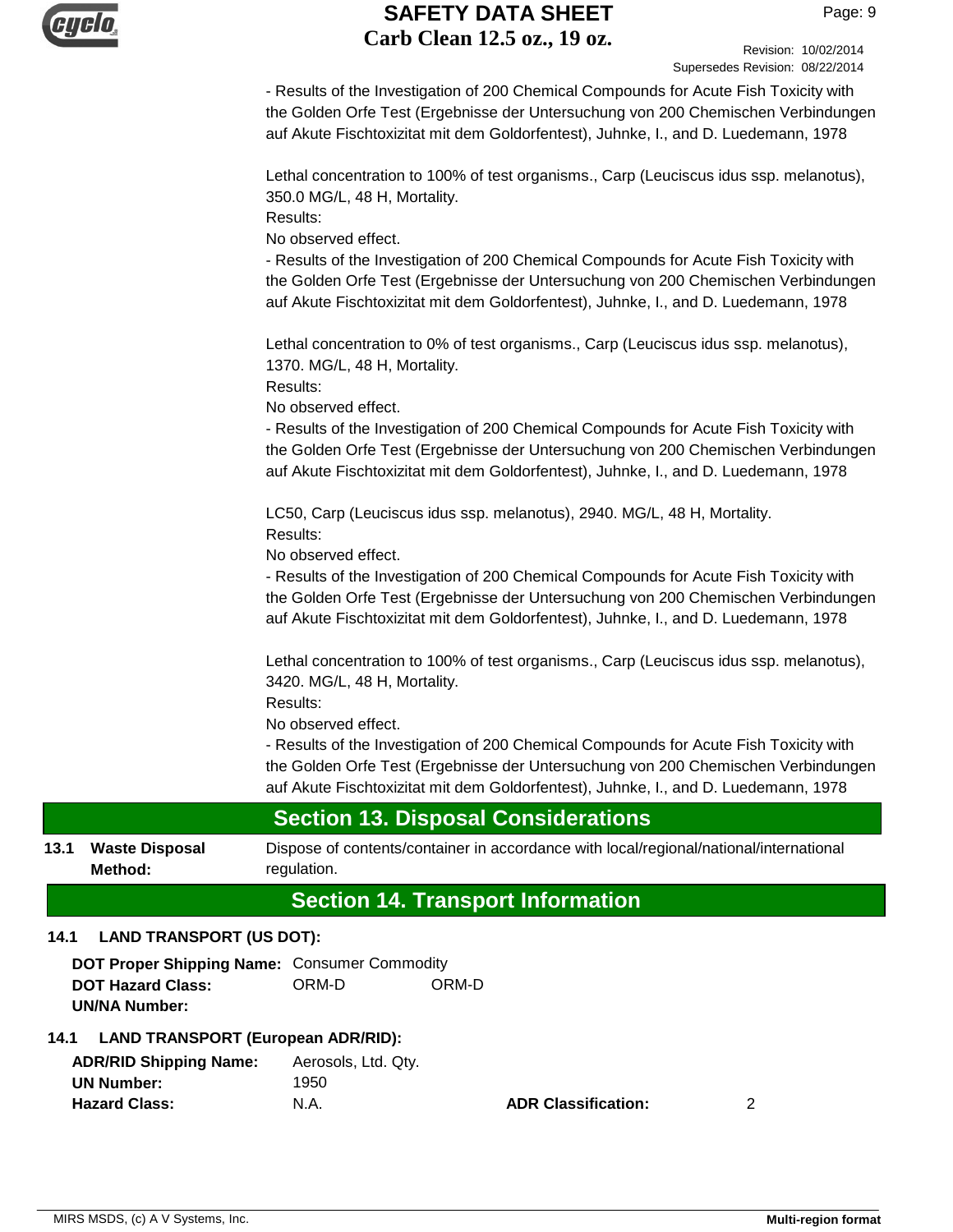- Results of the Investigation of 200 Chemical Compounds for Acute Fish Toxicity with the Golden Orfe Test (Ergebnisse der Untersuchung von 200 Chemischen Verbindungen auf Akute Fischtoxizitat mit dem Goldorfentest), Juhnke, I., and D. Luedemann, 1978

Lethal concentration to 100% of test organisms., Carp (Leuciscus idus ssp. melanotus), 350.0 MG/L, 48 H, Mortality.
Results:
No observed effect.
- Results of the Investigation of 200 Chemical Compounds for Acute Fish Toxicity with the Golden Orfe Test (Ergebnisse der Untersuchung von 200 Chemischen Verbindungen auf Akute Fischtoxizitat mit dem Goldorfentest), Juhnke, I., and D. Luedemann, 1978

Lethal concentration to 0% of test organisms., Carp (Leuciscus idus ssp. melanotus), 1370. MG/L, 48 H, Mortality.
Results:
No observed effect.
- Results of the Investigation of 200 Chemical Compounds for Acute Fish Toxicity with the Golden Orfe Test (Ergebnisse der Untersuchung von 200 Chemischen Verbindungen auf Akute Fischtoxizitat mit dem Goldorfentest), Juhnke, I., and D. Luedemann, 1978

LC50, Carp (Leuciscus idus ssp. melanotus), 2940. MG/L, 48 H, Mortality.
Results:
No observed effect.
- Results of the Investigation of 200 Chemical Compounds for Acute Fish Toxicity with the Golden Orfe Test (Ergebnisse der Untersuchung von 200 Chemischen Verbindungen auf Akute Fischtoxizitat mit dem Goldorfentest), Juhnke, I., and D. Luedemann, 1978

Lethal concentration to 100% of test organisms., Carp (Leuciscus idus ssp. melanotus), 3420. MG/L, 48 H, Mortality.
Results:
No observed effect.
- Results of the Investigation of 200 Chemical Compounds for Acute Fish Toxicity with the Golden Orfe Test (Ergebnisse der Untersuchung von 200 Chemischen Verbindungen auf Akute Fischtoxizitat mit dem Goldorfentest), Juhnke, I., and D. Luedemann, 1978

## Section 13. Disposal Considerations

**13.1 Waste Disposal Method:** Dispose of contents/container in accordance with local/regional/national/international regulation.

## Section 14. Transport Information

**14.1 LAND TRANSPORT (US DOT):**

**DOT Proper Shipping Name:** Consumer Commodity
**DOT Hazard Class:** ORM-D ORM-D
**UN/NA Number:**

**14.1 LAND TRANSPORT (European ADR/RID):**

**ADR/RID Shipping Name:** Aerosols, Ltd. Qty.
**UN Number:** 1950
**Hazard Class:** N.A. **ADR Classification:** 2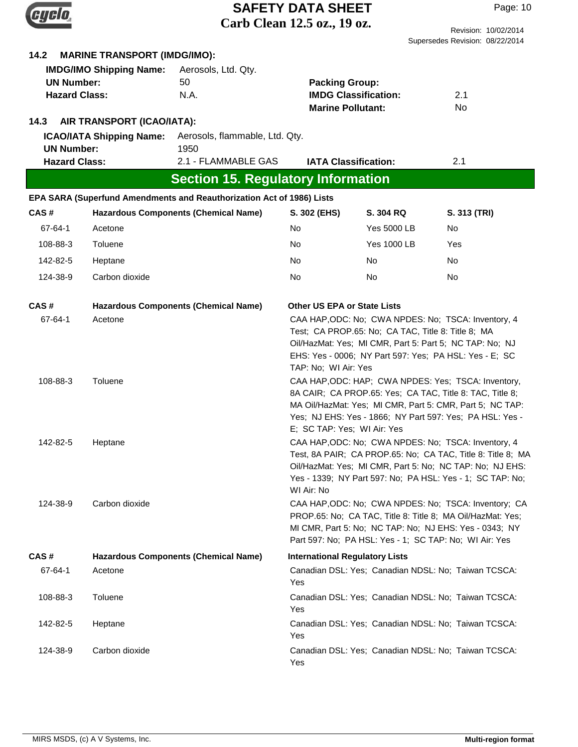### 14.2 MARINE TRANSPORT (IMDG/IMO):

| | | | |
|---|---|---|---|
| **IMDG/IMO Shipping Name:** | Aerosols, Ltd. Qty. | | |
| **UN Number:** | 50 | **Packing Group:** | |
| **Hazard Class:** | N.A. | **IMDG Classification:** | 2.1 |
| | | **Marine Pollutant:** | No |

### 14.3 AIR TRANSPORT (ICAO/IATA):

| | | | |
|---|---|---|---|
| **ICAO/IATA Shipping Name:** | Aerosols, flammable, Ltd. Qty. | | |
| **UN Number:** | 1950 | | |
| **Hazard Class:** | 2.1 - FLAMMABLE GAS | **IATA Classification:** | 2.1 |

## Section 15. Regulatory Information

**EPA SARA (Superfund Amendments and Reauthorization Act of 1986) Lists**

| CAS # | Hazardous Components (Chemical Name) | S. 302 (EHS) | S. 304 RQ | S. 313 (TRI) |
|---|---|---|---|---|
| 67-64-1 | Acetone | No | Yes 5000 LB | No |
| 108-88-3 | Toluene | No | Yes 1000 LB | Yes |
| 142-82-5 | Heptane | No | No | No |
| 124-38-9 | Carbon dioxide | No | No | No |

| CAS # | Hazardous Components (Chemical Name) | Other US EPA or State Lists |
|---|---|---|
| 67-64-1 | Acetone | CAA HAP,ODC: No; CWA NPDES: No; TSCA: Inventory, 4 Test; CA PROP.65: No; CA TAC, Title 8: Title 8; MA Oil/HazMat: Yes; MI CMR, Part 5: Part 5; NC TAP: No; NJ EHS: Yes - 0006; NY Part 597: Yes; PA HSL: Yes - E; SC TAP: No; WI Air: Yes |
| 108-88-3 | Toluene | CAA HAP,ODC: HAP; CWA NPDES: Yes; TSCA: Inventory, 8A CAIR; CA PROP.65: Yes; CA TAC, Title 8: TAC, Title 8; MA Oil/HazMat: Yes; MI CMR, Part 5: CMR, Part 5; NC TAP: Yes; NJ EHS: Yes - 1866; NY Part 597: Yes; PA HSL: Yes - E; SC TAP: Yes; WI Air: Yes |
| 142-82-5 | Heptane | CAA HAP,ODC: No; CWA NPDES: No; TSCA: Inventory, 4 Test, 8A PAIR; CA PROP.65: No; CA TAC, Title 8: Title 8; MA Oil/HazMat: Yes; MI CMR, Part 5: No; NC TAP: No; NJ EHS: Yes - 1339; NY Part 597: No; PA HSL: Yes - 1; SC TAP: No; WI Air: No |
| 124-38-9 | Carbon dioxide | CAA HAP,ODC: No; CWA NPDES: No; TSCA: Inventory; CA PROP.65: No; CA TAC, Title 8: Title 8; MA Oil/HazMat: Yes; MI CMR, Part 5: No; NC TAP: No; NJ EHS: Yes - 0343; NY Part 597: No; PA HSL: Yes - 1; SC TAP: No; WI Air: Yes |

| CAS # | Hazardous Components (Chemical Name) | International Regulatory Lists |
|---|---|---|
| 67-64-1 | Acetone | Canadian DSL: Yes; Canadian NDSL: No; Taiwan TCSCA: Yes |
| 108-88-3 | Toluene | Canadian DSL: Yes; Canadian NDSL: No; Taiwan TCSCA: Yes |
| 142-82-5 | Heptane | Canadian DSL: Yes; Canadian NDSL: No; Taiwan TCSCA: Yes |
| 124-38-9 | Carbon dioxide | Canadian DSL: Yes; Canadian NDSL: No; Taiwan TCSCA: Yes |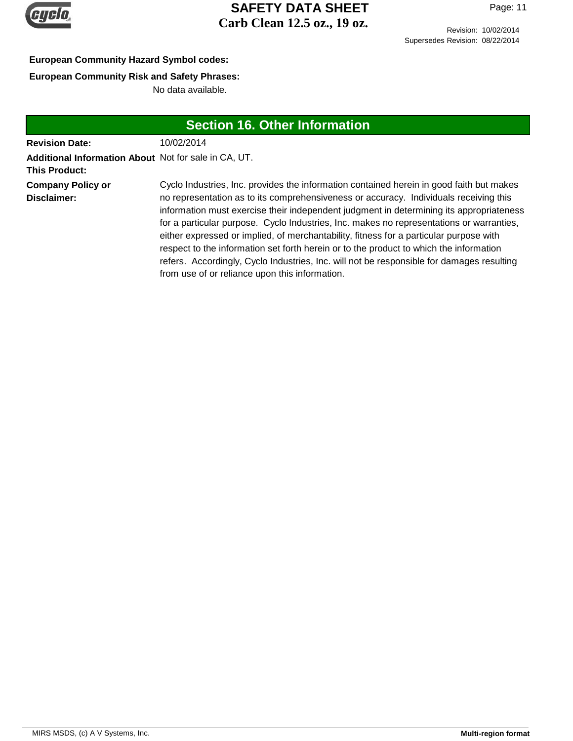**European Community Hazard Symbol codes:**

**European Community Risk and Safety Phrases:**

No data available.

## Section 16. Other Information

**Revision Date:** 10/02/2014

**Additional Information About This Product:** Not for sale in CA, UT.

**Company Policy or Disclaimer:** Cyclo Industries, Inc. provides the information contained herein in good faith but makes no representation as to its comprehensiveness or accuracy. Individuals receiving this information must exercise their independent judgment in determining its appropriateness for a particular purpose. Cyclo Industries, Inc. makes no representations or warranties, either expressed or implied, of merchantability, fitness for a particular purpose with respect to the information set forth herein or to the product to which the information refers. Accordingly, Cyclo Industries, Inc. will not be responsible for damages resulting from use of or reliance upon this information.